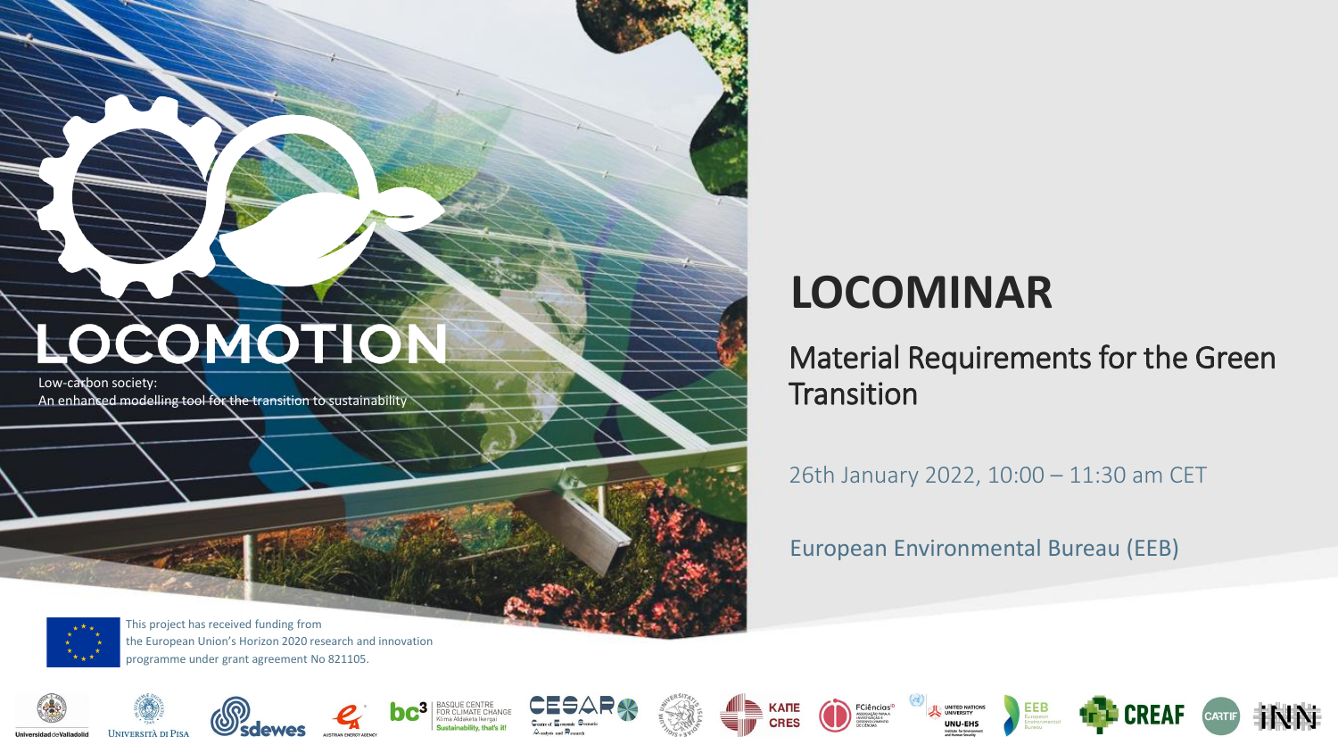# LOCOMOTION

Low-carbon society:
An enhanced modelling tool for the transition to sustainability

# LOCOMINAR

## Material Requirements for the Green Transition

26th January 2022, 10:00 – 11:30 am CET

European Environmental Bureau (EEB)

This project has received funding from the European Union's Horizon 2020 research and innovation programme under grant agreement No 821105.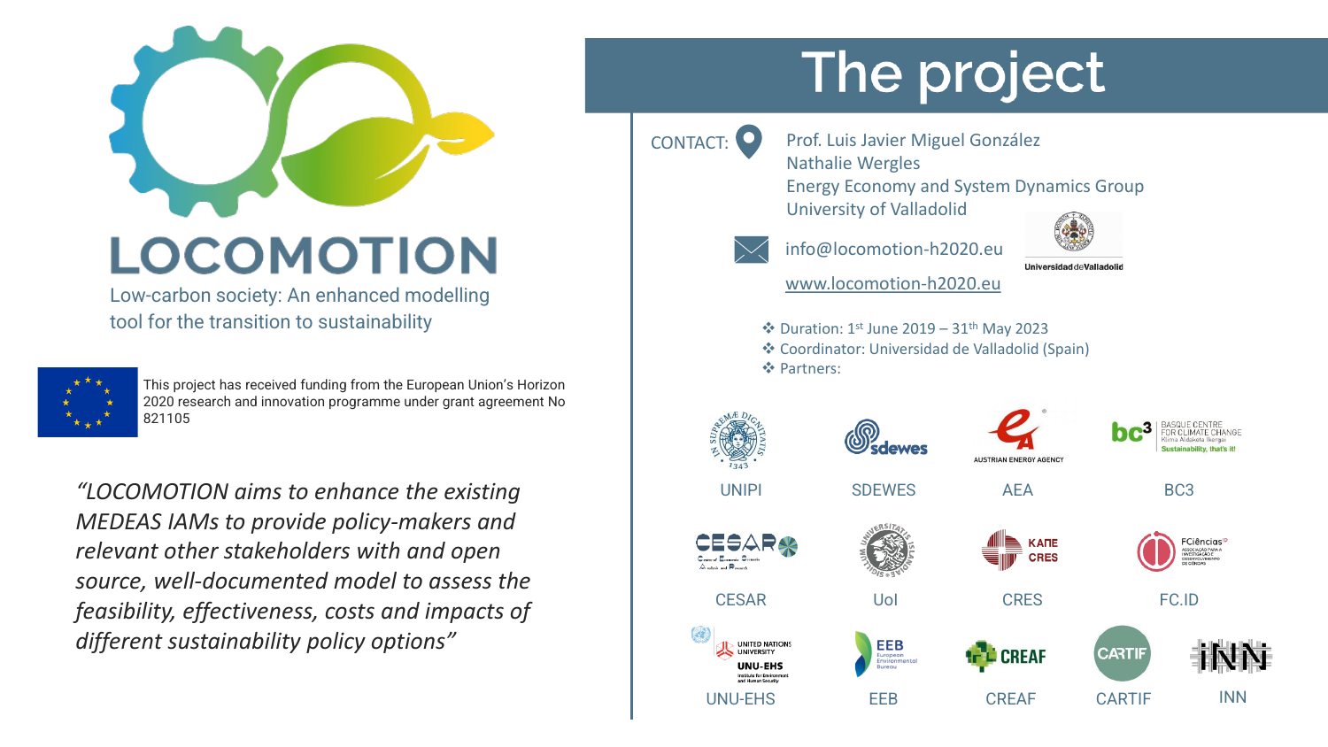# LOCOMOTION

Low-carbon society: An enhanced modelling tool for the transition to sustainability

This project has received funding from the European Union's Horizon 2020 research and innovation programme under grant agreement No 821105

*"LOCOMOTION aims to enhance the existing MEDEAS IAMs to provide policy-makers and relevant other stakeholders with and open source, well-documented model to assess the feasibility, effectiveness, costs and impacts of different sustainability policy options"*

## The project

CONTACT:

Prof. Luis Javier Miguel González
Nathalie Wergles
Energy Economy and System Dynamics Group
University of Valladolid

info@locomotion-h2020.eu

www.locomotion-h2020.eu

Universidad de Valladolid

- Duration: 1[st] June 2019 – 31[th] May 2023
- Coordinator: Universidad de Valladolid (Spain)
- Partners:

UNIPI, SDEWES, AEA, BC3, CESAR, UoI, CRES, FC.ID, UNU-EHS, EEB, CREAF, CARTIF, INN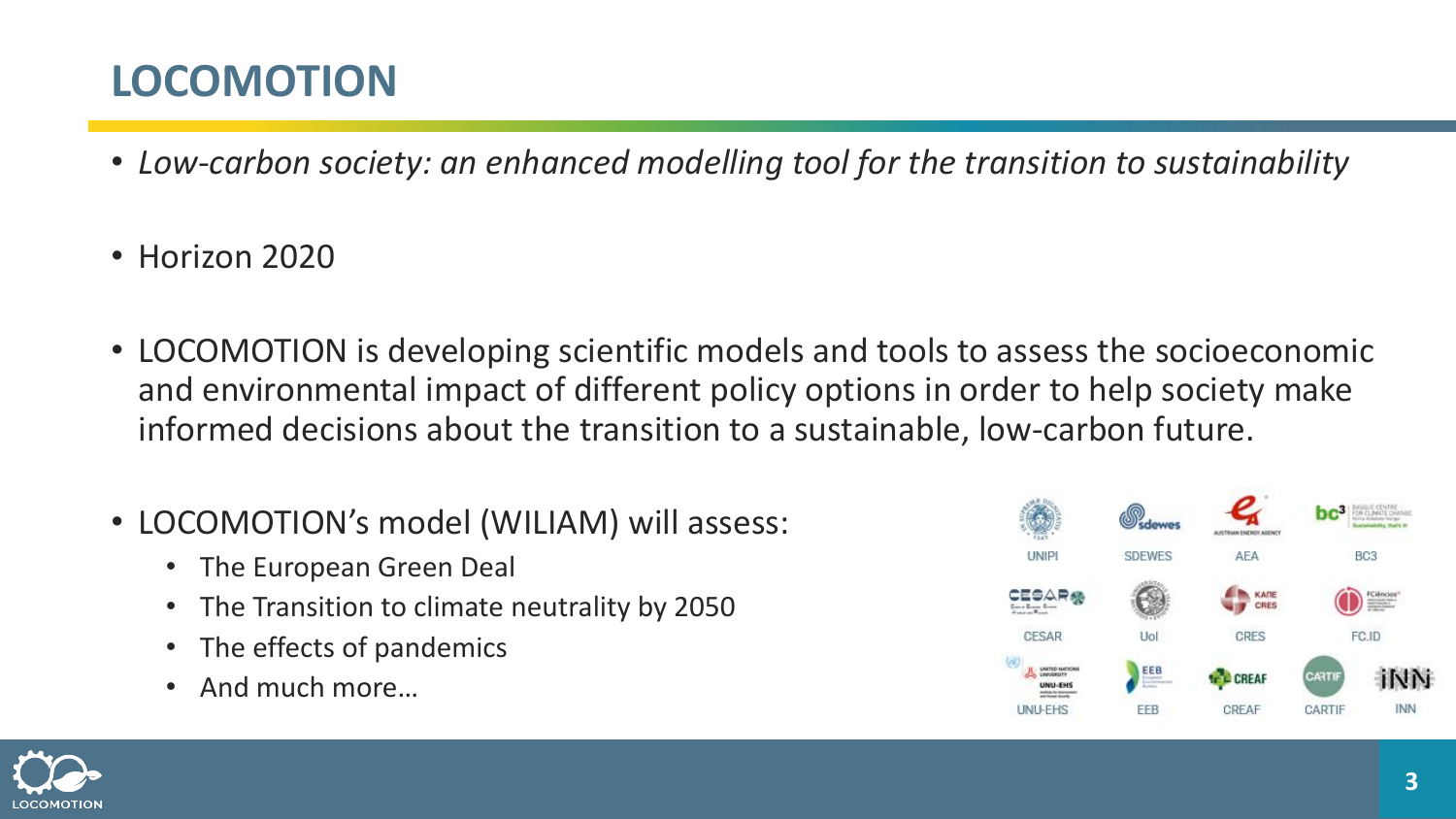# LOCOMOTION

- *Low-carbon society: an enhanced modelling tool for the transition to sustainability*
- Horizon 2020
- LOCOMOTION is developing scientific models and tools to assess the socioeconomic and environmental impact of different policy options in order to help society make informed decisions about the transition to a sustainable, low-carbon future.
- LOCOMOTION's model (WILIAM) will assess:
  - The European Green Deal
  - The Transition to climate neutrality by 2050
  - The effects of pandemics
  - And much more…

UNIPI, SDEWES, AEA, BC3, CESAR, UoI, CRES, FC.ID, UNU-EHS, EEB, CREAF, CARTIF, INN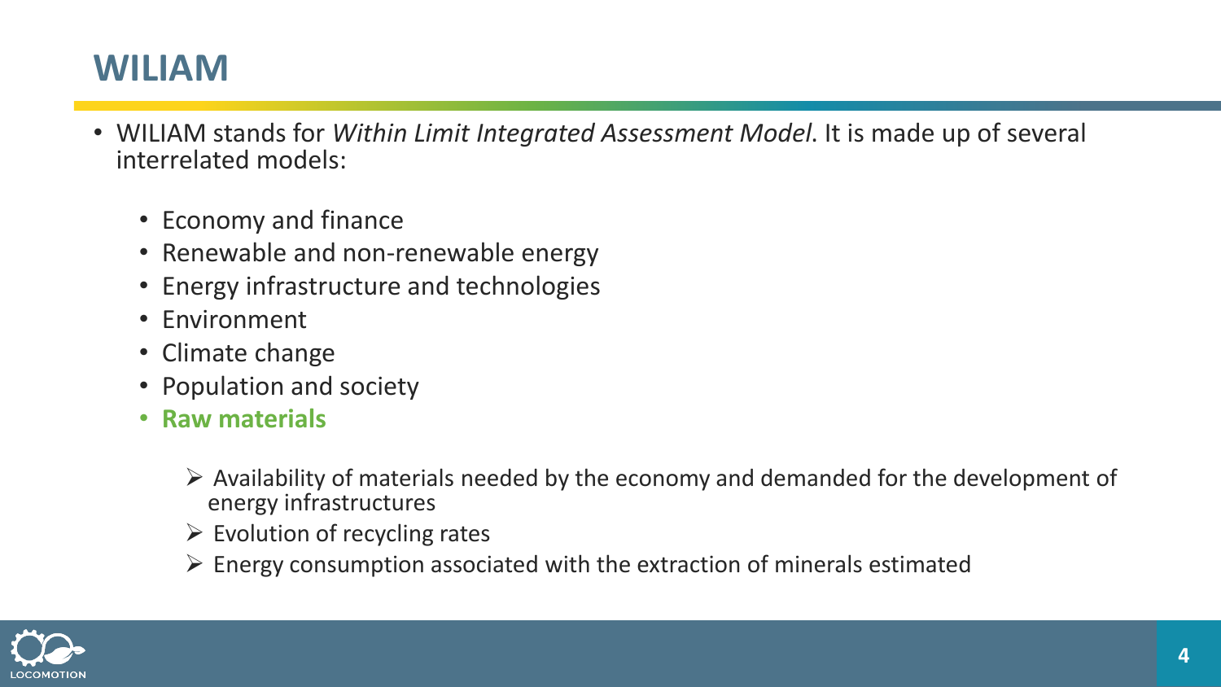# WILIAM

- WILIAM stands for *Within Limit Integrated Assessment Model*. It is made up of several interrelated models:
  - Economy and finance
  - Renewable and non-renewable energy
  - Energy infrastructure and technologies
  - Environment
  - Climate change
  - Population and society
  - **Raw materials**
    - Availability of materials needed by the economy and demanded for the development of energy infrastructures
    - Evolution of recycling rates
    - Energy consumption associated with the extraction of minerals estimated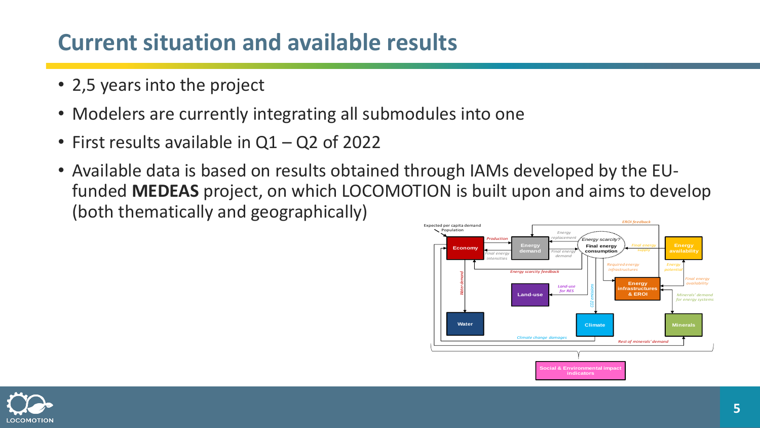# Current situation and available results

- 2,5 years into the project
- Modelers are currently integrating all submodules into one
- First results available in Q1 – Q2 of 2022
- Available data is based on results obtained through IAMs developed by the EU-funded **MEDEAS** project, on which LOCOMOTION is built upon and aims to develop (both thematically and geographically)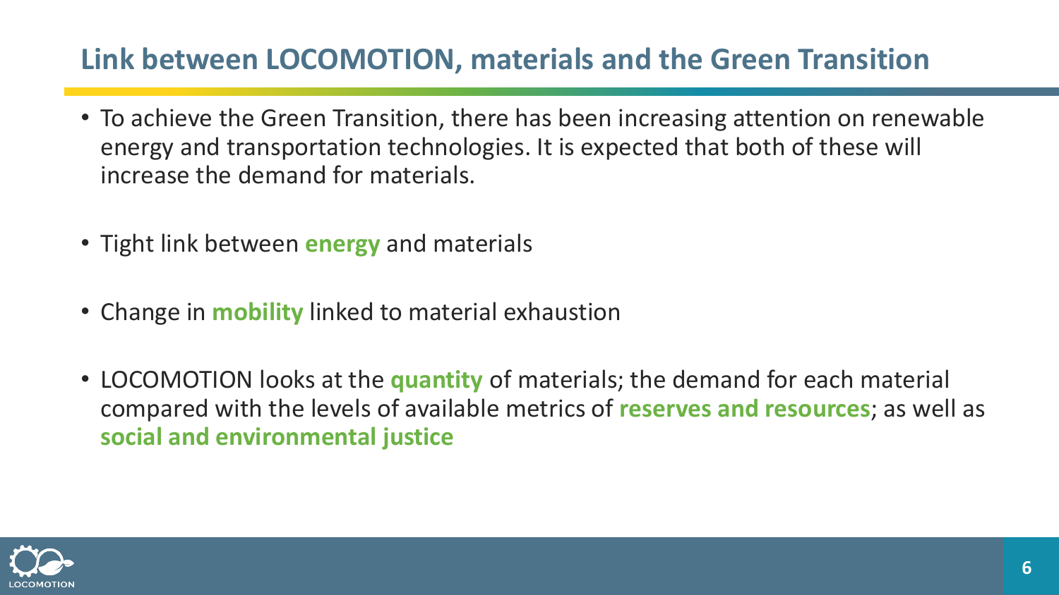## Link between LOCOMOTION, materials and the Green Transition

- To achieve the Green Transition, there has been increasing attention on renewable energy and transportation technologies. It is expected that both of these will increase the demand for materials.
- Tight link between **energy** and materials
- Change in **mobility** linked to material exhaustion
- LOCOMOTION looks at the **quantity** of materials; the demand for each material compared with the levels of available metrics of **reserves and resources**; as well as **social and environmental justice**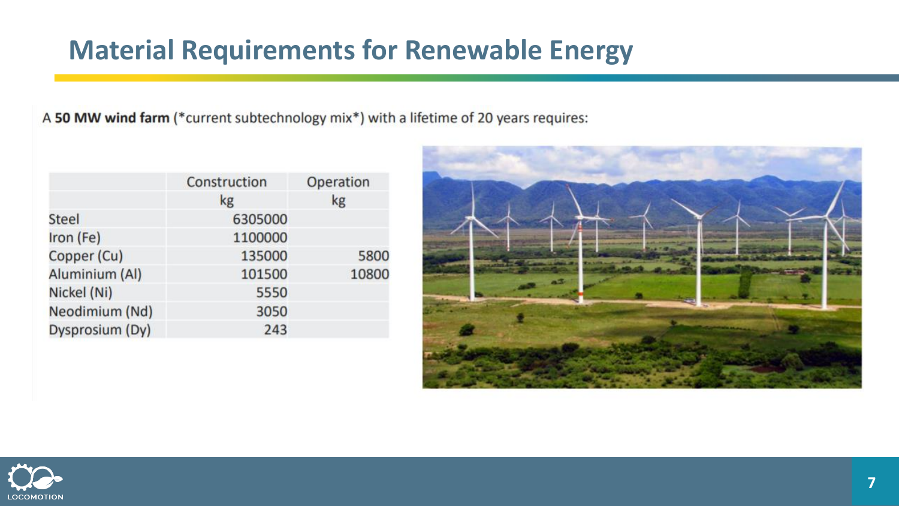# Material Requirements for Renewable Energy

A **50 MW wind farm** (*current subtechnology mix*) with a lifetime of 20 years requires:

| | Construction | Operation |
|---|---|---|
| | kg | kg |
| Steel | 6305000 | |
| Iron (Fe) | 1100000 | |
| Copper (Cu) | 135000 | 5800 |
| Aluminium (Al) | 101500 | 10800 |
| Nickel (Ni) | 5550 | |
| Neodimium (Nd) | 3050 | |
| Dysprosium (Dy) | 243 | |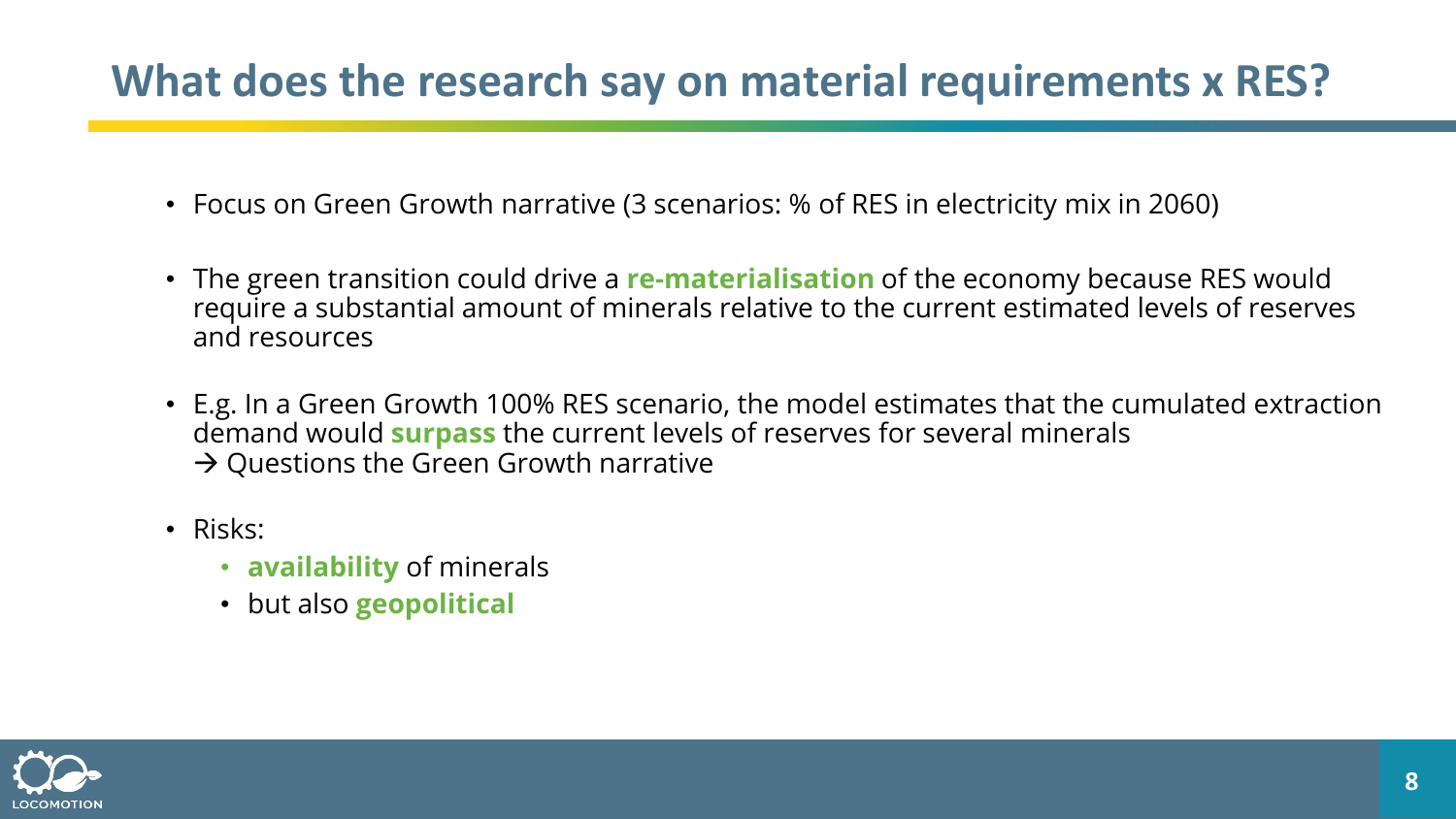# What does the research say on material requirements x RES?

- Focus on Green Growth narrative (3 scenarios: % of RES in electricity mix in 2060)
- The green transition could drive a **re-materialisation** of the economy because RES would require a substantial amount of minerals relative to the current estimated levels of reserves and resources
- E.g. In a Green Growth 100% RES scenario, the model estimates that the cumulated extraction demand would **surpass** the current levels of reserves for several minerals
  → Questions the Green Growth narrative
- Risks:
  - **availability** of minerals
  - but also **geopolitical**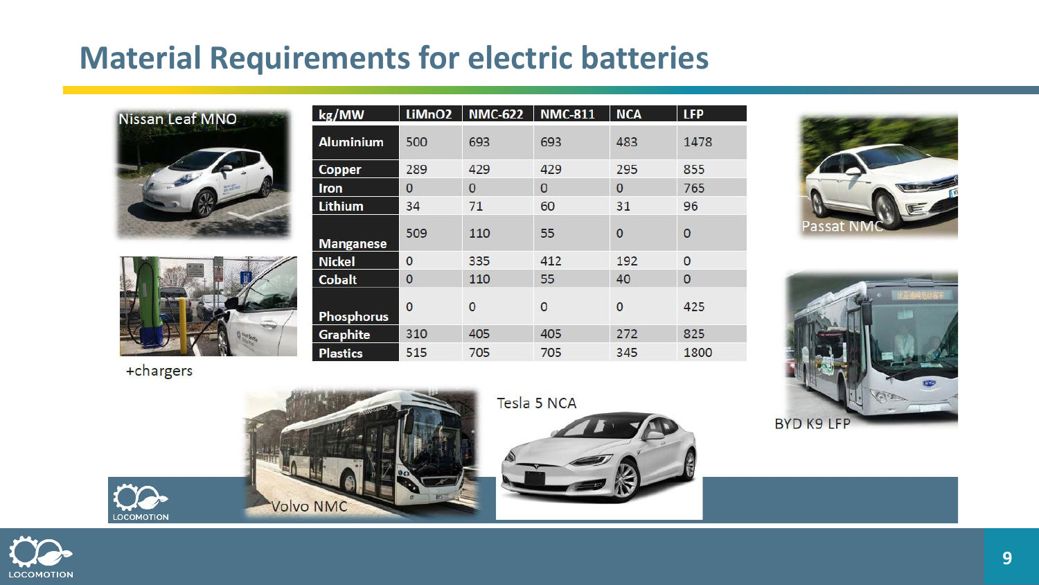# Material Requirements for electric batteries

Nissan Leaf MNO

+chargers

| kg/MW | LiMnO2 | NMC-622 | NMC-811 | NCA | LFP |
|---|---|---|---|---|---|
| Aluminium | 500 | 693 | 693 | 483 | 1478 |
| Copper | 289 | 429 | 429 | 295 | 855 |
| Iron | 0 | 0 | 0 | 0 | 765 |
| Lithium | 34 | 71 | 60 | 31 | 96 |
| Manganese | 509 | 110 | 55 | 0 | 0 |
| Nickel | 0 | 335 | 412 | 192 | 0 |
| Cobalt | 0 | 110 | 55 | 40 | 0 |
| Phosphorus | 0 | 0 | 0 | 0 | 425 |
| Graphite | 310 | 405 | 405 | 272 | 825 |
| Plastics | 515 | 705 | 705 | 345 | 1800 |

Passat NMC

BYD K9 LFP

Volvo NMC

Tesla 5 NCA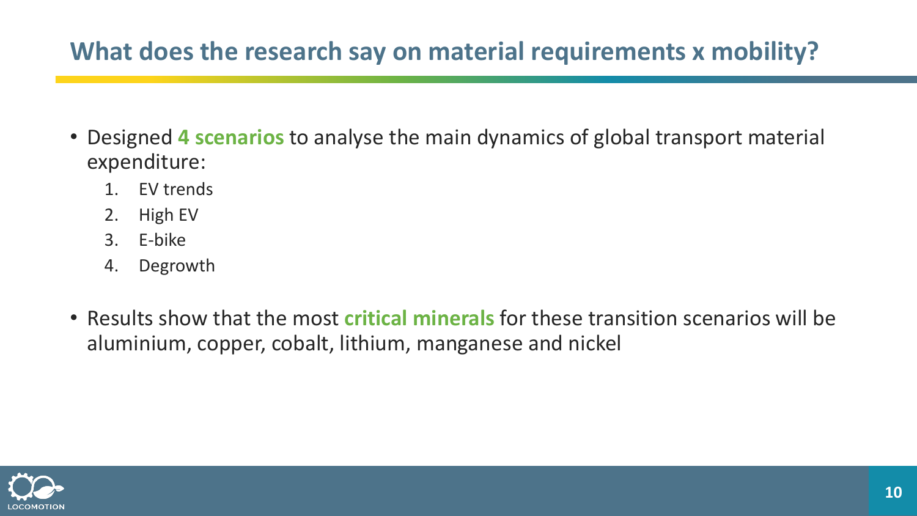## What does the research say on material requirements x mobility?

- Designed **4 scenarios** to analyse the main dynamics of global transport material expenditure:
  1. EV trends
  2. High EV
  3. E-bike
  4. Degrowth

- Results show that the most **critical minerals** for these transition scenarios will be aluminium, copper, cobalt, lithium, manganese and nickel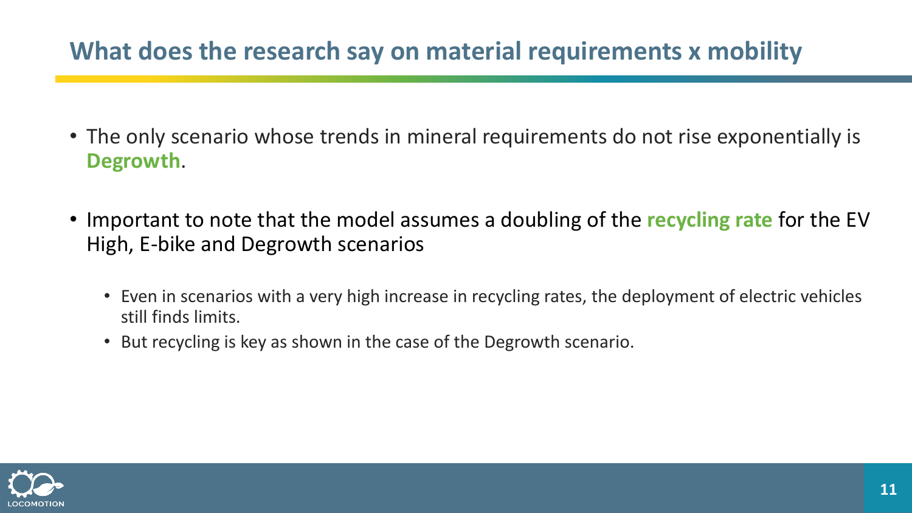## What does the research say on material requirements x mobility

- The only scenario whose trends in mineral requirements do not rise exponentially is **Degrowth**.
- Important to note that the model assumes a doubling of the **recycling rate** for the EV High, E-bike and Degrowth scenarios
  - Even in scenarios with a very high increase in recycling rates, the deployment of electric vehicles still finds limits.
  - But recycling is key as shown in the case of the Degrowth scenario.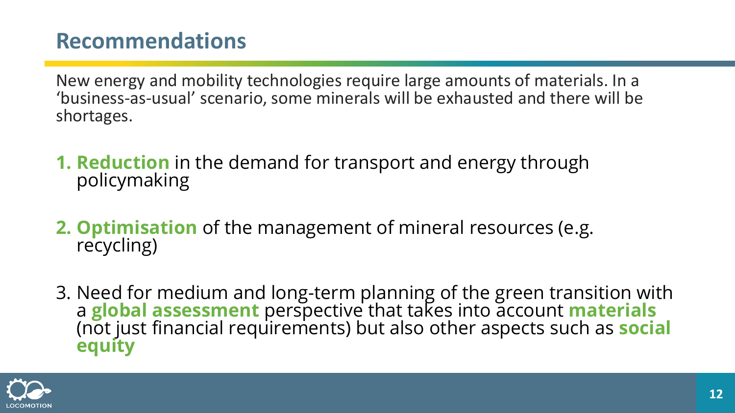# Recommendations

New energy and mobility technologies require large amounts of materials. In a 'business-as-usual' scenario, some minerals will be exhausted and there will be shortages.

1. **Reduction** in the demand for transport and energy through policymaking

2. **Optimisation** of the management of mineral resources (e.g. recycling)

3. Need for medium and long-term planning of the green transition with a **global assessment** perspective that takes into account **materials** (not just financial requirements) but also other aspects such as **social equity**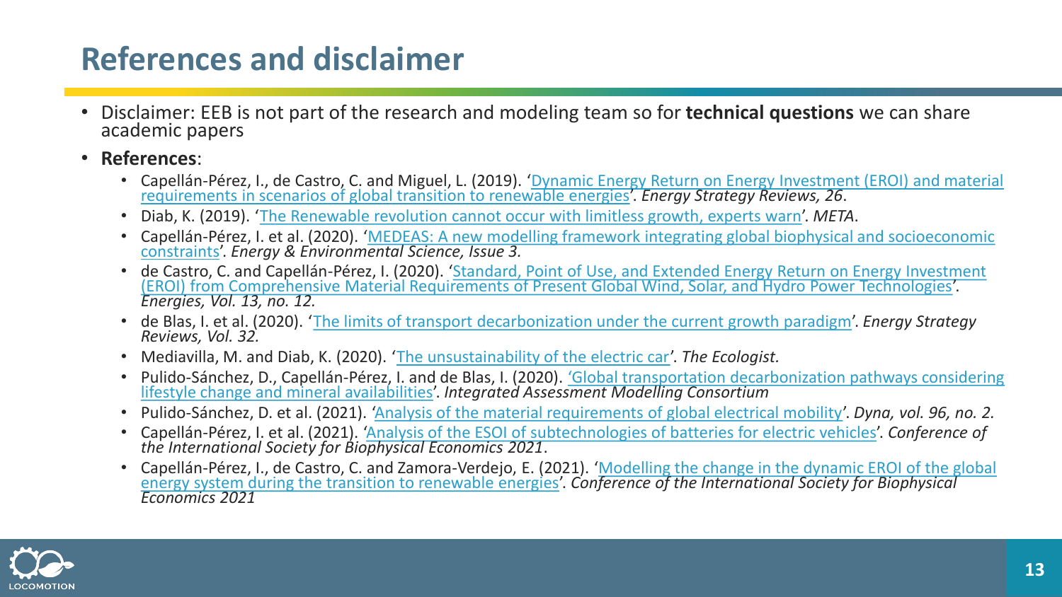# References and disclaimer

- Disclaimer: EEB is not part of the research and modeling team so for **technical questions** we can share academic papers
- **References**:
  - Capellán-Pérez, I., de Castro, C. and Miguel, L. (2019). 'Dynamic Energy Return on Energy Investment (EROI) and material requirements in scenarios of global transition to renewable energies'. *Energy Strategy Reviews, 26*.
  - Diab, K. (2019). 'The Renewable revolution cannot occur with limitless growth, experts warn'. *META*.
  - Capellán-Pérez, I. et al. (2020). 'MEDEAS: A new modelling framework integrating global biophysical and socioeconomic constraints'. *Energy & Environmental Science, Issue 3.*
  - de Castro, C. and Capellán-Pérez, I. (2020). 'Standard, Point of Use, and Extended Energy Return on Energy Investment (EROI) from Comprehensive Material Requirements of Present Global Wind, Solar, and Hydro Power Technologies'. *Energies, Vol. 13, no. 12.*
  - de Blas, I. et al. (2020). 'The limits of transport decarbonization under the current growth paradigm'. *Energy Strategy Reviews, Vol. 32.*
  - Mediavilla, M. and Diab, K. (2020). 'The unsustainability of the electric car'. *The Ecologist.*
  - Pulido-Sánchez, D., Capellán-Pérez, I. and de Blas, I. (2020). 'Global transportation decarbonization pathways considering lifestyle change and mineral availabilities'. *Integrated Assessment Modelling Consortium*
  - Pulido-Sánchez, D. et al. (2021). 'Analysis of the material requirements of global electrical mobility'. *Dyna, vol. 96, no. 2.*
  - Capellán-Pérez, I. et al. (2021). 'Analysis of the ESOI of subtechnologies of batteries for electric vehicles'. *Conference of the International Society for Biophysical Economics 2021*.
  - Capellán-Pérez, I., de Castro, C. and Zamora-Verdejo, E. (2021). 'Modelling the change in the dynamic EROI of the global energy system during the transition to renewable energies'. *Conference of the International Society for Biophysical Economics 2021*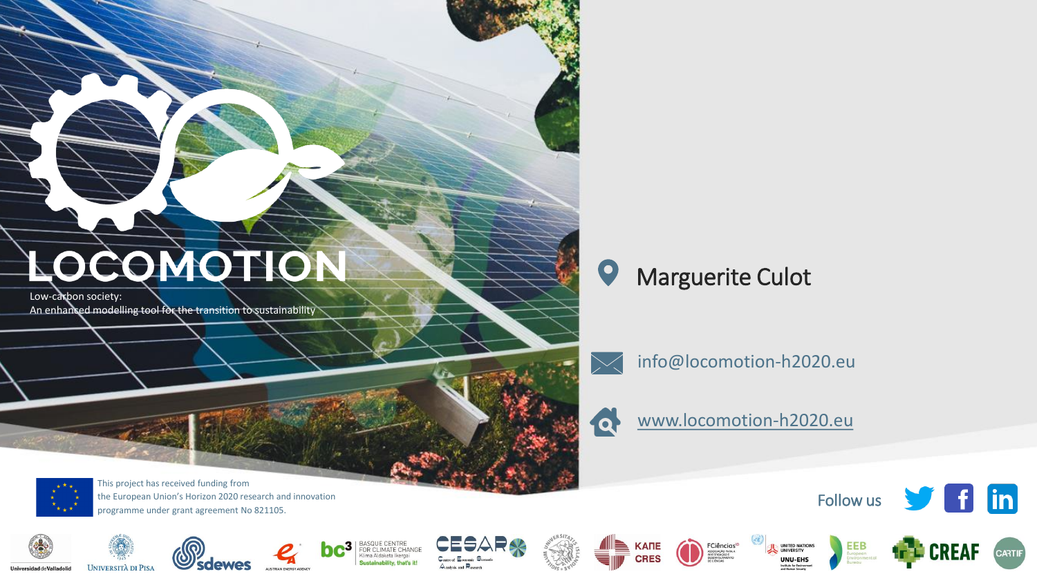# LOCOMOTION

Low-carbon society:
An enhanced modelling tool for the transition to sustainability

Marguerite Culot

info@locomotion-h2020.eu

www.locomotion-h2020.eu

This project has received funding from the European Union's Horizon 2020 research and innovation programme under grant agreement No 821105.

Follow us